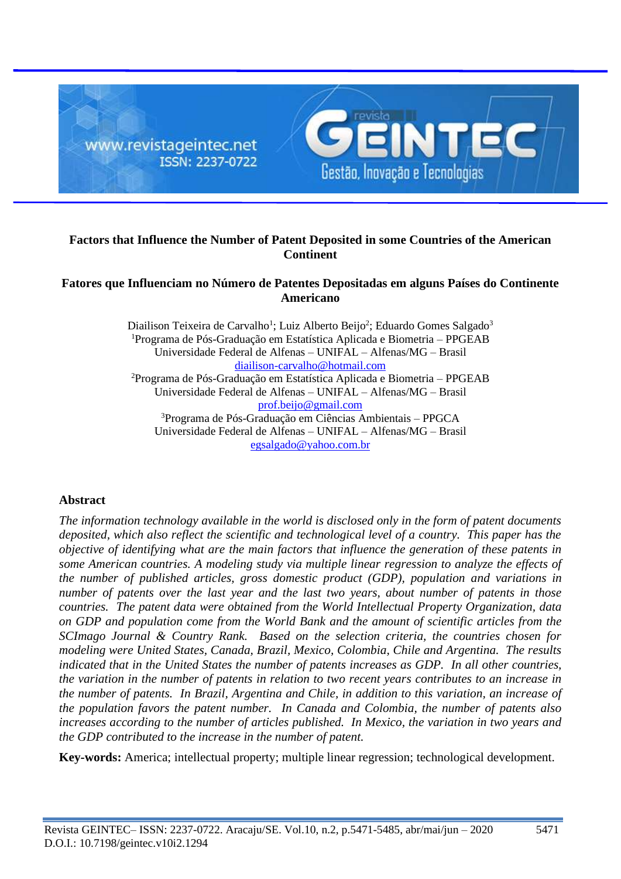# Factors that Influence the Number of Patent Deposited in some Countries of the American Continent

# Fatores que Influenciam no Número de Patentes Depositadas em alguns Países do Continente Americano

Diailison Teixeira de Carvalho[1]; Luiz Alberto Beijo[2]; Eduardo Gomes Salgado[3]

[1]Programa de Pós-Graduação em Estatística Aplicada e Biometria – PPGEAB
Universidade Federal de Alfenas – UNIFAL – Alfenas/MG – Brasil
diailison-carvalho@hotmail.com

[2]Programa de Pós-Graduação em Estatística Aplicada e Biometria – PPGEAB
Universidade Federal de Alfenas – UNIFAL – Alfenas/MG – Brasil
prof.beijo@gmail.com

[3]Programa de Pós-Graduação em Ciências Ambientais – PPGCA
Universidade Federal de Alfenas – UNIFAL – Alfenas/MG – Brasil
egsalgado@yahoo.com.br

## Abstract

*The information technology available in the world is disclosed only in the form of patent documents deposited, which also reflect the scientific and technological level of a country. This paper has the objective of identifying what are the main factors that influence the generation of these patents in some American countries. A modeling study via multiple linear regression to analyze the effects of the number of published articles, gross domestic product (GDP), population and variations in number of patents over the last year and the last two years, about number of patents in those countries. The patent data were obtained from the World Intellectual Property Organization, data on GDP and population come from the World Bank and the amount of scientific articles from the SCImago Journal & Country Rank. Based on the selection criteria, the countries chosen for modeling were United States, Canada, Brazil, Mexico, Colombia, Chile and Argentina. The results indicated that in the United States the number of patents increases as GDP. In all other countries, the variation in the number of patents in relation to two recent years contributes to an increase in the number of patents. In Brazil, Argentina and Chile, in addition to this variation, an increase of the population favors the patent number. In Canada and Colombia, the number of patents also increases according to the number of articles published. In Mexico, the variation in two years and the GDP contributed to the increase in the number of patent.*

**Key-words:** America; intellectual property; multiple linear regression; technological development.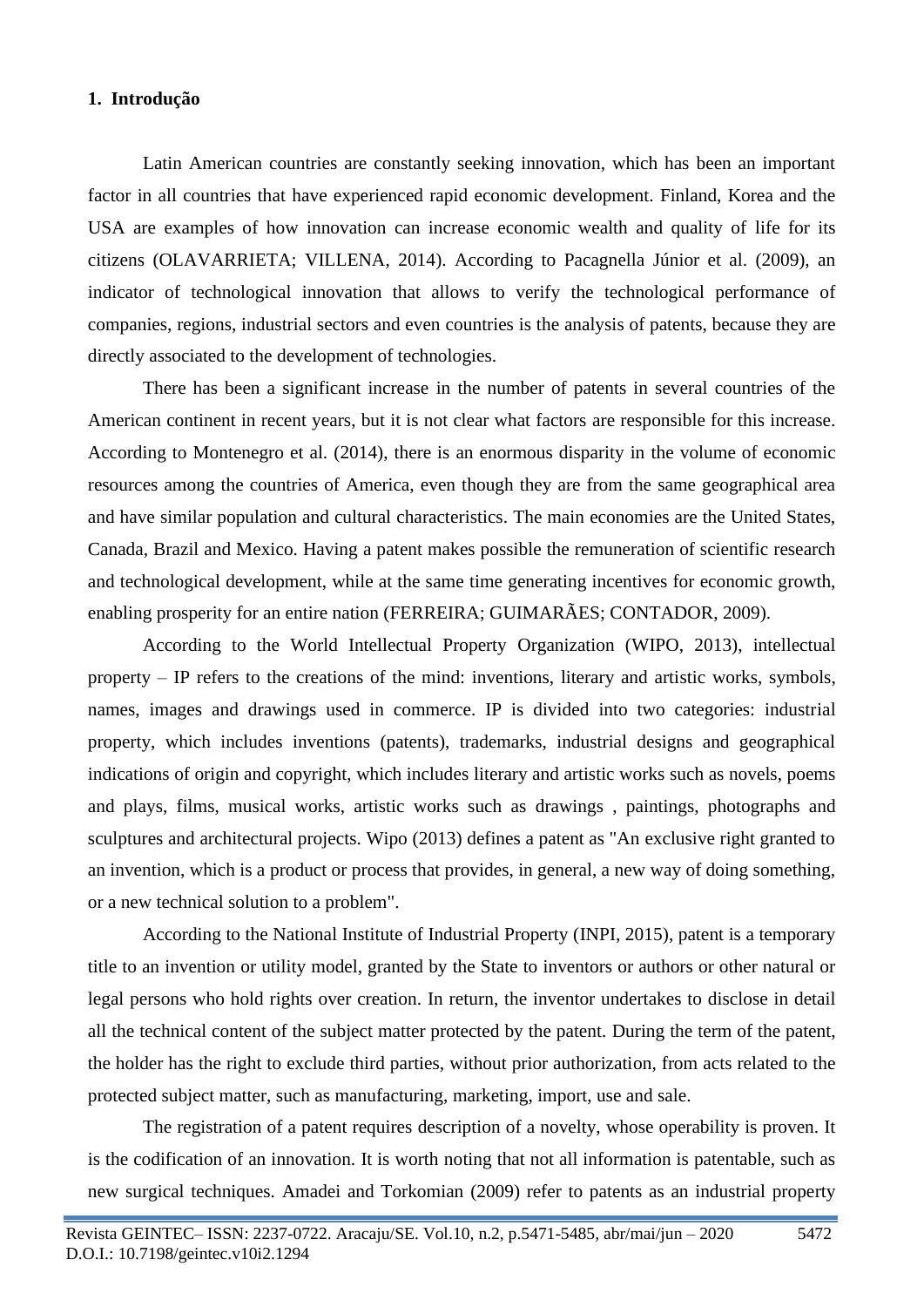## 1. Introdução

Latin American countries are constantly seeking innovation, which has been an important factor in all countries that have experienced rapid economic development. Finland, Korea and the USA are examples of how innovation can increase economic wealth and quality of life for its citizens (OLAVARRIETA; VILLENA, 2014). According to Pacagnella Júnior et al. (2009), an indicator of technological innovation that allows to verify the technological performance of companies, regions, industrial sectors and even countries is the analysis of patents, because they are directly associated to the development of technologies.

There has been a significant increase in the number of patents in several countries of the American continent in recent years, but it is not clear what factors are responsible for this increase. According to Montenegro et al. (2014), there is an enormous disparity in the volume of economic resources among the countries of America, even though they are from the same geographical area and have similar population and cultural characteristics. The main economies are the United States, Canada, Brazil and Mexico. Having a patent makes possible the remuneration of scientific research and technological development, while at the same time generating incentives for economic growth, enabling prosperity for an entire nation (FERREIRA; GUIMARÃES; CONTADOR, 2009).

According to the World Intellectual Property Organization (WIPO, 2013), intellectual property – IP refers to the creations of the mind: inventions, literary and artistic works, symbols, names, images and drawings used in commerce. IP is divided into two categories: industrial property, which includes inventions (patents), trademarks, industrial designs and geographical indications of origin and copyright, which includes literary and artistic works such as novels, poems and plays, films, musical works, artistic works such as drawings , paintings, photographs and sculptures and architectural projects. Wipo (2013) defines a patent as "An exclusive right granted to an invention, which is a product or process that provides, in general, a new way of doing something, or a new technical solution to a problem".

According to the National Institute of Industrial Property (INPI, 2015), patent is a temporary title to an invention or utility model, granted by the State to inventors or authors or other natural or legal persons who hold rights over creation. In return, the inventor undertakes to disclose in detail all the technical content of the subject matter protected by the patent. During the term of the patent, the holder has the right to exclude third parties, without prior authorization, from acts related to the protected subject matter, such as manufacturing, marketing, import, use and sale.

The registration of a patent requires description of a novelty, whose operability is proven. It is the codification of an innovation. It is worth noting that not all information is patentable, such as new surgical techniques. Amadei and Torkomian (2009) refer to patents as an industrial property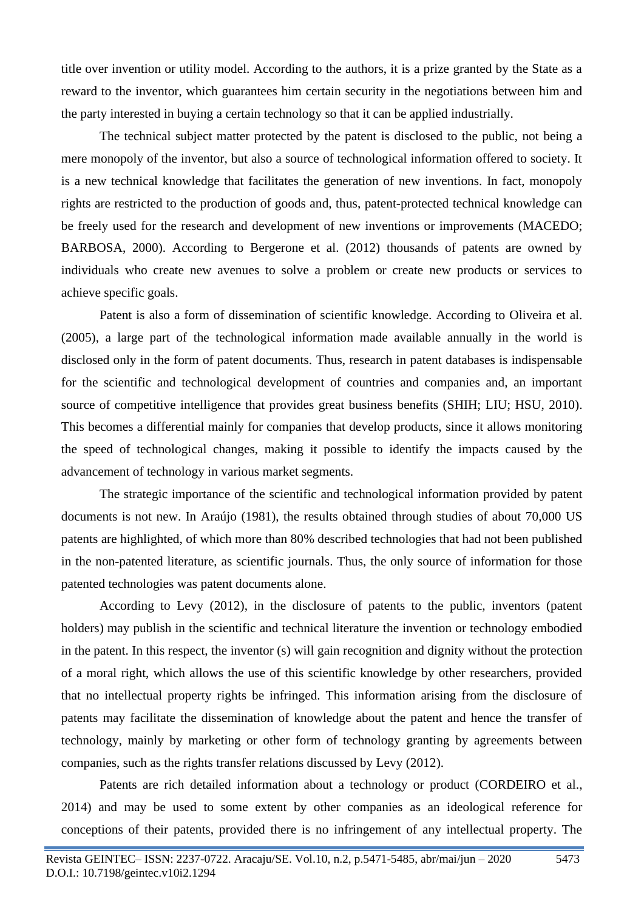title over invention or utility model. According to the authors, it is a prize granted by the State as a reward to the inventor, which guarantees him certain security in the negotiations between him and the party interested in buying a certain technology so that it can be applied industrially.

The technical subject matter protected by the patent is disclosed to the public, not being a mere monopoly of the inventor, but also a source of technological information offered to society. It is a new technical knowledge that facilitates the generation of new inventions. In fact, monopoly rights are restricted to the production of goods and, thus, patent-protected technical knowledge can be freely used for the research and development of new inventions or improvements (MACEDO; BARBOSA, 2000). According to Bergerone et al. (2012) thousands of patents are owned by individuals who create new avenues to solve a problem or create new products or services to achieve specific goals.

Patent is also a form of dissemination of scientific knowledge. According to Oliveira et al. (2005), a large part of the technological information made available annually in the world is disclosed only in the form of patent documents. Thus, research in patent databases is indispensable for the scientific and technological development of countries and companies and, an important source of competitive intelligence that provides great business benefits (SHIH; LIU; HSU, 2010). This becomes a differential mainly for companies that develop products, since it allows monitoring the speed of technological changes, making it possible to identify the impacts caused by the advancement of technology in various market segments.

The strategic importance of the scientific and technological information provided by patent documents is not new. In Araújo (1981), the results obtained through studies of about 70,000 US patents are highlighted, of which more than 80% described technologies that had not been published in the non-patented literature, as scientific journals. Thus, the only source of information for those patented technologies was patent documents alone.

According to Levy (2012), in the disclosure of patents to the public, inventors (patent holders) may publish in the scientific and technical literature the invention or technology embodied in the patent. In this respect, the inventor (s) will gain recognition and dignity without the protection of a moral right, which allows the use of this scientific knowledge by other researchers, provided that no intellectual property rights be infringed. This information arising from the disclosure of patents may facilitate the dissemination of knowledge about the patent and hence the transfer of technology, mainly by marketing or other form of technology granting by agreements between companies, such as the rights transfer relations discussed by Levy (2012).

Patents are rich detailed information about a technology or product (CORDEIRO et al., 2014) and may be used to some extent by other companies as an ideological reference for conceptions of their patents, provided there is no infringement of any intellectual property. The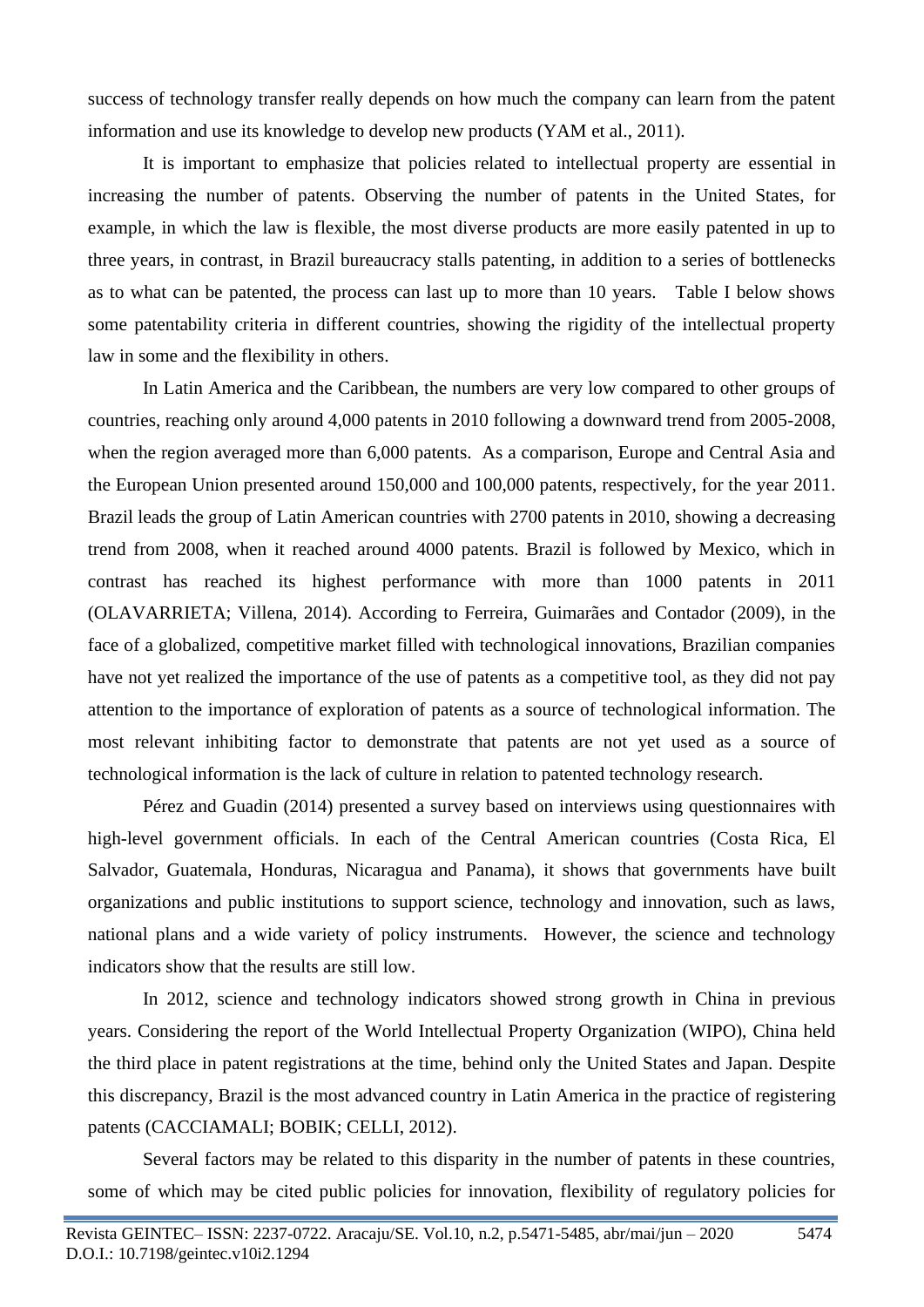success of technology transfer really depends on how much the company can learn from the patent information and use its knowledge to develop new products (YAM et al., 2011).

It is important to emphasize that policies related to intellectual property are essential in increasing the number of patents. Observing the number of patents in the United States, for example, in which the law is flexible, the most diverse products are more easily patented in up to three years, in contrast, in Brazil bureaucracy stalls patenting, in addition to a series of bottlenecks as to what can be patented, the process can last up to more than 10 years. Table I below shows some patentability criteria in different countries, showing the rigidity of the intellectual property law in some and the flexibility in others.

In Latin America and the Caribbean, the numbers are very low compared to other groups of countries, reaching only around 4,000 patents in 2010 following a downward trend from 2005-2008, when the region averaged more than 6,000 patents. As a comparison, Europe and Central Asia and the European Union presented around 150,000 and 100,000 patents, respectively, for the year 2011. Brazil leads the group of Latin American countries with 2700 patents in 2010, showing a decreasing trend from 2008, when it reached around 4000 patents. Brazil is followed by Mexico, which in contrast has reached its highest performance with more than 1000 patents in 2011 (OLAVARRIETA; Villena, 2014). According to Ferreira, Guimarães and Contador (2009), in the face of a globalized, competitive market filled with technological innovations, Brazilian companies have not yet realized the importance of the use of patents as a competitive tool, as they did not pay attention to the importance of exploration of patents as a source of technological information. The most relevant inhibiting factor to demonstrate that patents are not yet used as a source of technological information is the lack of culture in relation to patented technology research.

Pérez and Guadin (2014) presented a survey based on interviews using questionnaires with high-level government officials. In each of the Central American countries (Costa Rica, El Salvador, Guatemala, Honduras, Nicaragua and Panama), it shows that governments have built organizations and public institutions to support science, technology and innovation, such as laws, national plans and a wide variety of policy instruments. However, the science and technology indicators show that the results are still low.

In 2012, science and technology indicators showed strong growth in China in previous years. Considering the report of the World Intellectual Property Organization (WIPO), China held the third place in patent registrations at the time, behind only the United States and Japan. Despite this discrepancy, Brazil is the most advanced country in Latin America in the practice of registering patents (CACCIAMALI; BOBIK; CELLI, 2012).

Several factors may be related to this disparity in the number of patents in these countries, some of which may be cited public policies for innovation, flexibility of regulatory policies for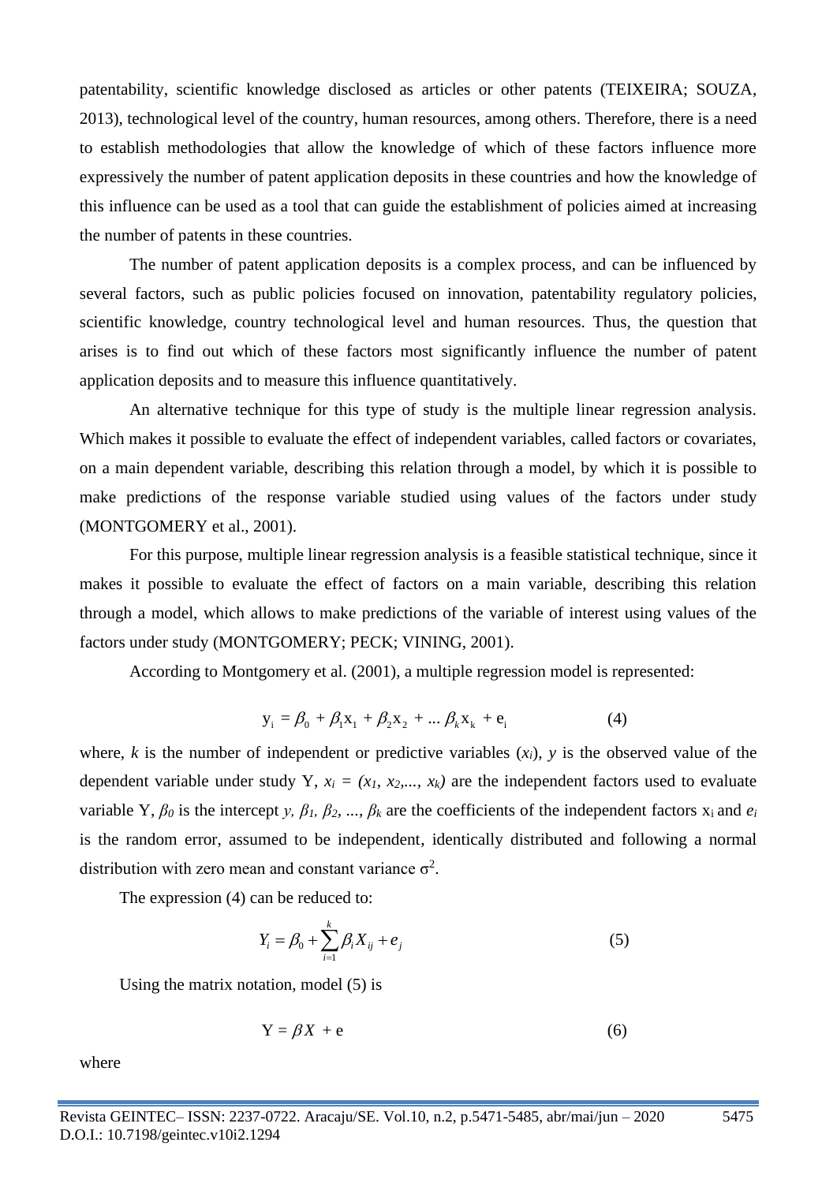patentability, scientific knowledge disclosed as articles or other patents (TEIXEIRA; SOUZA, 2013), technological level of the country, human resources, among others. Therefore, there is a need to establish methodologies that allow the knowledge of which of these factors influence more expressively the number of patent application deposits in these countries and how the knowledge of this influence can be used as a tool that can guide the establishment of policies aimed at increasing the number of patents in these countries.

The number of patent application deposits is a complex process, and can be influenced by several factors, such as public policies focused on innovation, patentability regulatory policies, scientific knowledge, country technological level and human resources. Thus, the question that arises is to find out which of these factors most significantly influence the number of patent application deposits and to measure this influence quantitatively.

An alternative technique for this type of study is the multiple linear regression analysis. Which makes it possible to evaluate the effect of independent variables, called factors or covariates, on a main dependent variable, describing this relation through a model, by which it is possible to make predictions of the response variable studied using values of the factors under study (MONTGOMERY et al., 2001).

For this purpose, multiple linear regression analysis is a feasible statistical technique, since it makes it possible to evaluate the effect of factors on a main variable, describing this relation through a model, which allows to make predictions of the variable of interest using values of the factors under study (MONTGOMERY; PECK; VINING, 2001).

According to Montgomery et al. (2001), a multiple regression model is represented:

$$y_i = \beta_0 + \beta_1 x_1 + \beta_2 x_2 + \ldots \beta_k x_k + e_i \tag{4}$$

where, $k$ is the number of independent or predictive variables ($x_i$), $y$ is the observed value of the dependent variable under study Y, $x_i = (x_1, x_2,..., x_k)$ are the independent factors used to evaluate variable Y, $\beta_0$ is the intercept $y$, $\beta_1, \beta_2, ..., \beta_k$ are the coefficients of the independent factors $x_i$ and $e_i$ is the random error, assumed to be independent, identically distributed and following a normal distribution with zero mean and constant variance $\sigma^2$.

The expression (4) can be reduced to:

$$Y_i = \beta_0 + \sum_{i=1}^{k} \beta_i X_{ij} + e_j \tag{5}$$

Using the matrix notation, model (5) is

$$Y = \beta X + e \tag{6}$$

where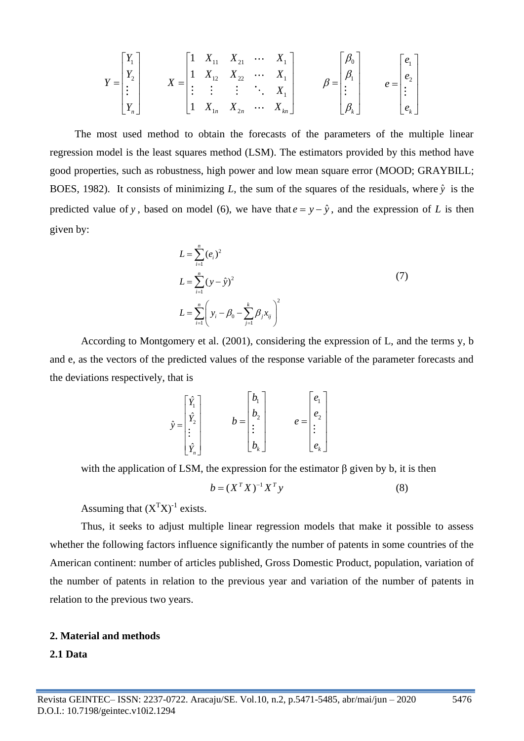$$Y = \begin{bmatrix} Y_1 \\ Y_2 \\ \vdots \\ Y_n \end{bmatrix} \qquad X = \begin{bmatrix} 1 & X_{11} & X_{21} & \cdots & X_1 \\ 1 & X_{12} & X_{22} & \cdots & X_1 \\ \vdots & \vdots & \vdots & \ddots & X_1 \\ 1 & X_{1n} & X_{2n} & \cdots & X_{kn} \end{bmatrix} \qquad \beta = \begin{bmatrix} \beta_0 \\ \beta_1 \\ \vdots \\ \beta_k \end{bmatrix} \qquad e = \begin{bmatrix} e_1 \\ e_2 \\ \vdots \\ e_k \end{bmatrix}$$

The most used method to obtain the forecasts of the parameters of the multiple linear regression model is the least squares method (LSM). The estimators provided by this method have good properties, such as robustness, high power and low mean square error (MOOD; GRAYBILL; BOES, 1982). It consists of minimizing $L$, the sum of the squares of the residuals, where $\hat{y}$ is the predicted value of $y$, based on model (6), we have that $e = y - \hat{y}$, and the expression of $L$ is then given by:

$$L = \sum_{i=1}^{n} (e_i)^2$$
$$L = \sum_{i=1}^{n} (y - \hat{y})^2 \tag{7}$$
$$L = \sum_{i=1}^{n} \left( y_i - \beta_0 - \sum_{j=1}^{k} \beta_j x_{ij} \right)^2$$

According to Montgomery et al. (2001), considering the expression of L, and the terms y, b and e, as the vectors of the predicted values of the response variable of the parameter forecasts and the deviations respectively, that is

$$\hat{y} = \begin{bmatrix} \hat{Y}_1 \\ \hat{Y}_2 \\ \vdots \\ \hat{Y}_n \end{bmatrix} \qquad b = \begin{bmatrix} b_1 \\ b_2 \\ \vdots \\ b_k \end{bmatrix} \qquad e = \begin{bmatrix} e_1 \\ e_2 \\ \vdots \\ e_k \end{bmatrix}$$

with the application of LSM, the expression for the estimator β given by b, it is then

$$b = (X^T X)^{-1} X^T y \tag{8}$$

Assuming that $(X^TX)^{-1}$ exists.

Thus, it seeks to adjust multiple linear regression models that make it possible to assess whether the following factors influence significantly the number of patents in some countries of the American continent: number of articles published, Gross Domestic Product, population, variation of the number of patents in relation to the previous year and variation of the number of patents in relation to the previous two years.

## 2. Material and methods

### 2.1 Data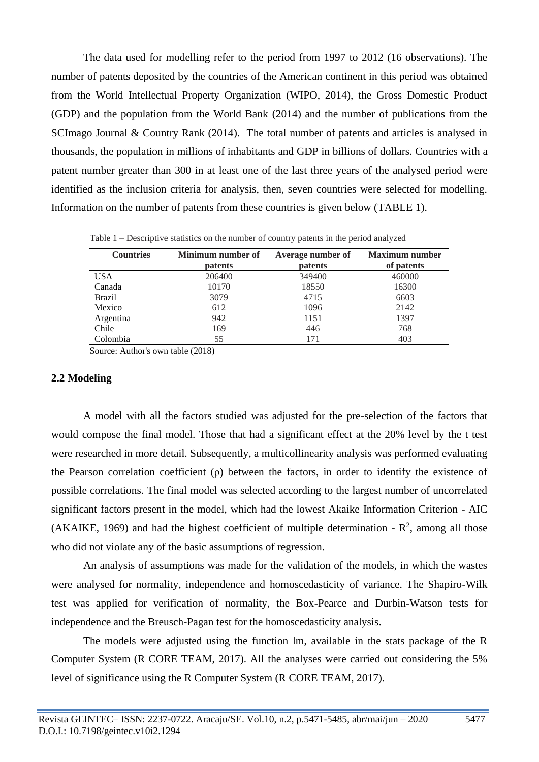The data used for modelling refer to the period from 1997 to 2012 (16 observations). The number of patents deposited by the countries of the American continent in this period was obtained from the World Intellectual Property Organization (WIPO, 2014), the Gross Domestic Product (GDP) and the population from the World Bank (2014) and the number of publications from the SCImago Journal & Country Rank (2014). The total number of patents and articles is analysed in thousands, the population in millions of inhabitants and GDP in billions of dollars. Countries with a patent number greater than 300 in at least one of the last three years of the analysed period were identified as the inclusion criteria for analysis, then, seven countries were selected for modelling. Information on the number of patents from these countries is given below (TABLE 1).

Table 1 – Descriptive statistics on the number of country patents in the period analyzed

| Countries | Minimum number of patents | Average number of patents | Maximum number of patents |
|---|---|---|---|
| USA | 206400 | 349400 | 460000 |
| Canada | 10170 | 18550 | 16300 |
| Brazil | 3079 | 4715 | 6603 |
| Mexico | 612 | 1096 | 2142 |
| Argentina | 942 | 1151 | 1397 |
| Chile | 169 | 446 | 768 |
| Colombia | 55 | 171 | 403 |

Source: Author's own table (2018)

### 2.2 Modeling

A model with all the factors studied was adjusted for the pre-selection of the factors that would compose the final model. Those that had a significant effect at the 20% level by the t test were researched in more detail. Subsequently, a multicollinearity analysis was performed evaluating the Pearson correlation coefficient ($\rho$) between the factors, in order to identify the existence of possible correlations. The final model was selected according to the largest number of uncorrelated significant factors present in the model, which had the lowest Akaike Information Criterion - AIC (AKAIKE, 1969) and had the highest coefficient of multiple determination - $R^2$, among all those who did not violate any of the basic assumptions of regression.

An analysis of assumptions was made for the validation of the models, in which the wastes were analysed for normality, independence and homoscedasticity of variance. The Shapiro-Wilk test was applied for verification of normality, the Box-Pearce and Durbin-Watson tests for independence and the Breusch-Pagan test for the homoscedasticity analysis.

The models were adjusted using the function lm, available in the stats package of the R Computer System (R CORE TEAM, 2017). All the analyses were carried out considering the 5% level of significance using the R Computer System (R CORE TEAM, 2017).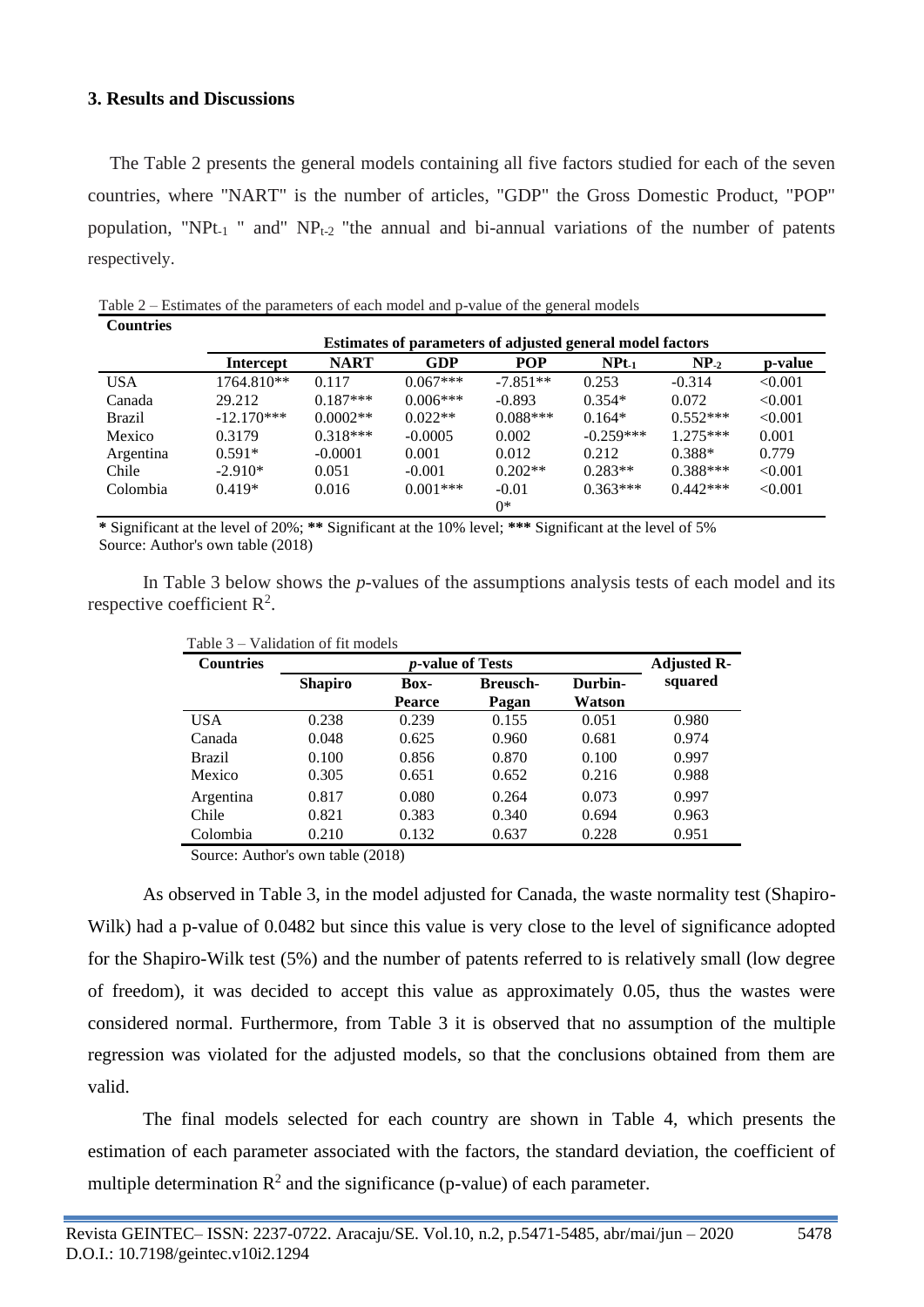### 3. Results and Discussions

The Table 2 presents the general models containing all five factors studied for each of the seven countries, where "NART" is the number of articles, "GDP" the Gross Domestic Product, "POP" population, "$NPt_{-1}$ " and" $NP_{t-2}$ "the annual and bi-annual variations of the number of patents respectively.

Table 2 – Estimates of the parameters of each model and p-value of the general models

| Countries | Estimates of parameters of adjusted general model factors | | | | | | |
|---|---|---|---|---|---|---|---|
| | Intercept | NART | GDP | POP | $NPt_{-1}$ | $NP_{-2}$ | p-value |
| USA | 1764.810** | 0.117 | 0.067*** | -7.851** | 0.253 | -0.314 | <0.001 |
| Canada | 29.212 | 0.187*** | 0.006*** | -0.893 | 0.354* | 0.072 | <0.001 |
| Brazil | -12.170*** | 0.0002** | 0.022** | 0.088*** | 0.164* | 0.552*** | <0.001 |
| Mexico | 0.3179 | 0.318*** | -0.0005 | 0.002 | -0.259*** | 1.275*** | 0.001 |
| Argentina | 0.591* | -0.0001 | 0.001 | 0.012 | 0.212 | 0.388* | 0.779 |
| Chile | -2.910* | 0.051 | -0.001 | 0.202** | 0.283** | 0.388*** | <0.001 |
| Colombia | 0.419* | 0.016 | 0.001*** | -0.010* | 0.363*** | 0.442*** | <0.001 |

* Significant at the level of 20%; ** Significant at the 10% level; *** Significant at the level of 5%
Source: Author's own table (2018)

In Table 3 below shows the *p*-values of the assumptions analysis tests of each model and its respective coefficient $R^2$.

Table 3 – Validation of fit models

| Countries | *p*-value of Tests | | | | Adjusted R-squared |
|---|---|---|---|---|---|
| | Shapiro | Box-Pearce | Breusch-Pagan | Durbin-Watson | |
| USA | 0.238 | 0.239 | 0.155 | 0.051 | 0.980 |
| Canada | 0.048 | 0.625 | 0.960 | 0.681 | 0.974 |
| Brazil | 0.100 | 0.856 | 0.870 | 0.100 | 0.997 |
| Mexico | 0.305 | 0.651 | 0.652 | 0.216 | 0.988 |
| Argentina | 0.817 | 0.080 | 0.264 | 0.073 | 0.997 |
| Chile | 0.821 | 0.383 | 0.340 | 0.694 | 0.963 |
| Colombia | 0.210 | 0.132 | 0.637 | 0.228 | 0.951 |

Source: Author's own table (2018)

As observed in Table 3, in the model adjusted for Canada, the waste normality test (Shapiro-Wilk) had a p-value of 0.0482 but since this value is very close to the level of significance adopted for the Shapiro-Wilk test (5%) and the number of patents referred to is relatively small (low degree of freedom), it was decided to accept this value as approximately 0.05, thus the wastes were considered normal. Furthermore, from Table 3 it is observed that no assumption of the multiple regression was violated for the adjusted models, so that the conclusions obtained from them are valid.

The final models selected for each country are shown in Table 4, which presents the estimation of each parameter associated with the factors, the standard deviation, the coefficient of multiple determination $R^2$ and the significance (p-value) of each parameter.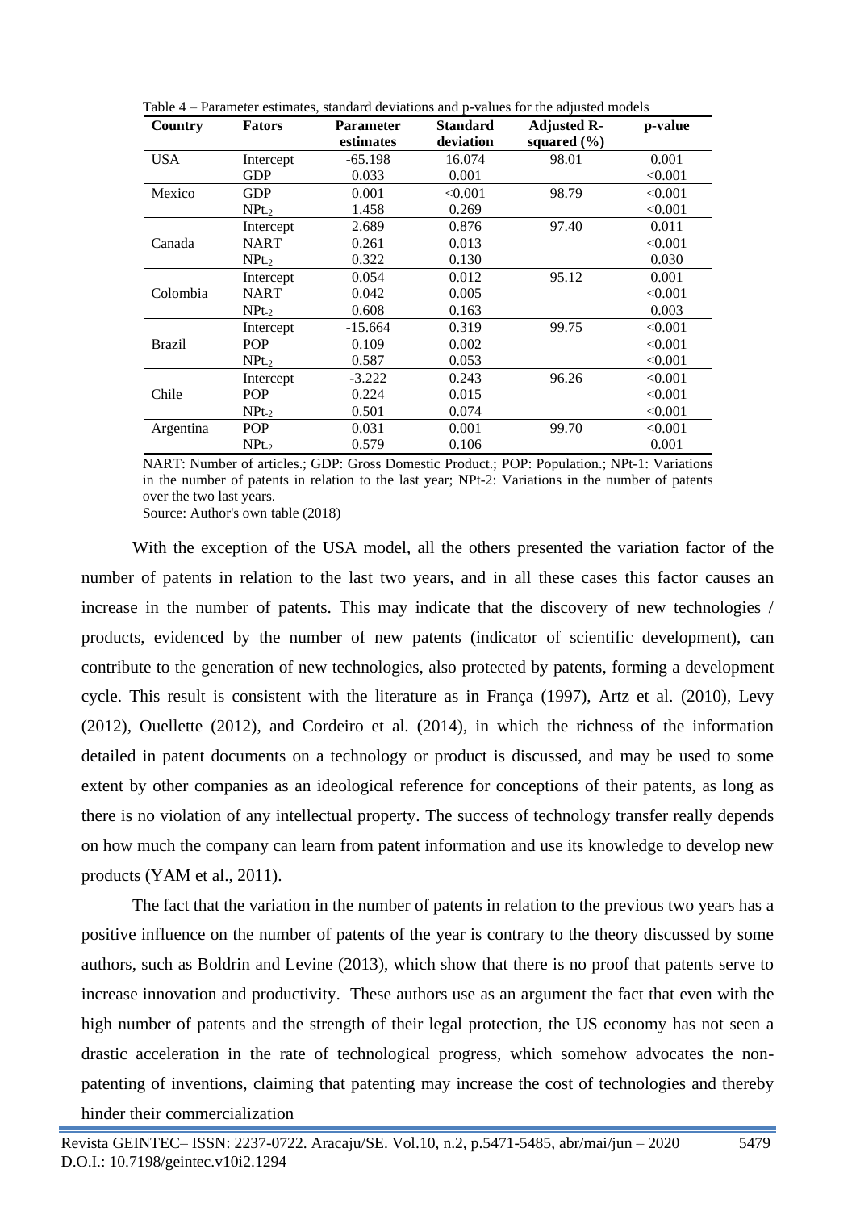Table 4 – Parameter estimates, standard deviations and p-values for the adjusted models

| Country | Fators | Parameter estimates | Standard deviation | Adjusted R-squared (%) | p-value |
|---|---|---|---|---|---|
| USA | Intercept | -65.198 | 16.074 | 98.01 | 0.001 |
| | GDP | 0.033 | 0.001 | | <0.001 |
| Mexico | GDP | 0.001 | <0.001 | 98.79 | <0.001 |
| | $NP_{t-2}$ | 1.458 | 0.269 | | <0.001 |
| Canada | Intercept | 2.689 | 0.876 | 97.40 | 0.011 |
| | NART | 0.261 | 0.013 | | <0.001 |
| | $NP_{t-2}$ | 0.322 | 0.130 | | 0.030 |
| Colombia | Intercept | 0.054 | 0.012 | 95.12 | 0.001 |
| | NART | 0.042 | 0.005 | | <0.001 |
| | $NP_{t-2}$ | 0.608 | 0.163 | | 0.003 |
| Brazil | Intercept | -15.664 | 0.319 | 99.75 | <0.001 |
| | POP | 0.109 | 0.002 | | <0.001 |
| | $NP_{t-2}$ | 0.587 | 0.053 | | <0.001 |
| Chile | Intercept | -3.222 | 0.243 | 96.26 | <0.001 |
| | POP | 0.224 | 0.015 | | <0.001 |
| | $NP_{t-2}$ | 0.501 | 0.074 | | <0.001 |
| Argentina | POP | 0.031 | 0.001 | 99.70 | <0.001 |
| | $NP_{t-2}$ | 0.579 | 0.106 | | 0.001 |

NART: Number of articles.; GDP: Gross Domestic Product.; POP: Population.; NPt-1: Variations in the number of patents in relation to the last year; NPt-2: Variations in the number of patents over the two last years.

Source: Author's own table (2018)

With the exception of the USA model, all the others presented the variation factor of the number of patents in relation to the last two years, and in all these cases this factor causes an increase in the number of patents. This may indicate that the discovery of new technologies / products, evidenced by the number of new patents (indicator of scientific development), can contribute to the generation of new technologies, also protected by patents, forming a development cycle. This result is consistent with the literature as in França (1997), Artz et al. (2010), Levy (2012), Ouellette (2012), and Cordeiro et al. (2014), in which the richness of the information detailed in patent documents on a technology or product is discussed, and may be used to some extent by other companies as an ideological reference for conceptions of their patents, as long as there is no violation of any intellectual property. The success of technology transfer really depends on how much the company can learn from patent information and use its knowledge to develop new products (YAM et al., 2011).

The fact that the variation in the number of patents in relation to the previous two years has a positive influence on the number of patents of the year is contrary to the theory discussed by some authors, such as Boldrin and Levine (2013), which show that there is no proof that patents serve to increase innovation and productivity. These authors use as an argument the fact that even with the high number of patents and the strength of their legal protection, the US economy has not seen a drastic acceleration in the rate of technological progress, which somehow advocates the non-patenting of inventions, claiming that patenting may increase the cost of technologies and thereby hinder their commercialization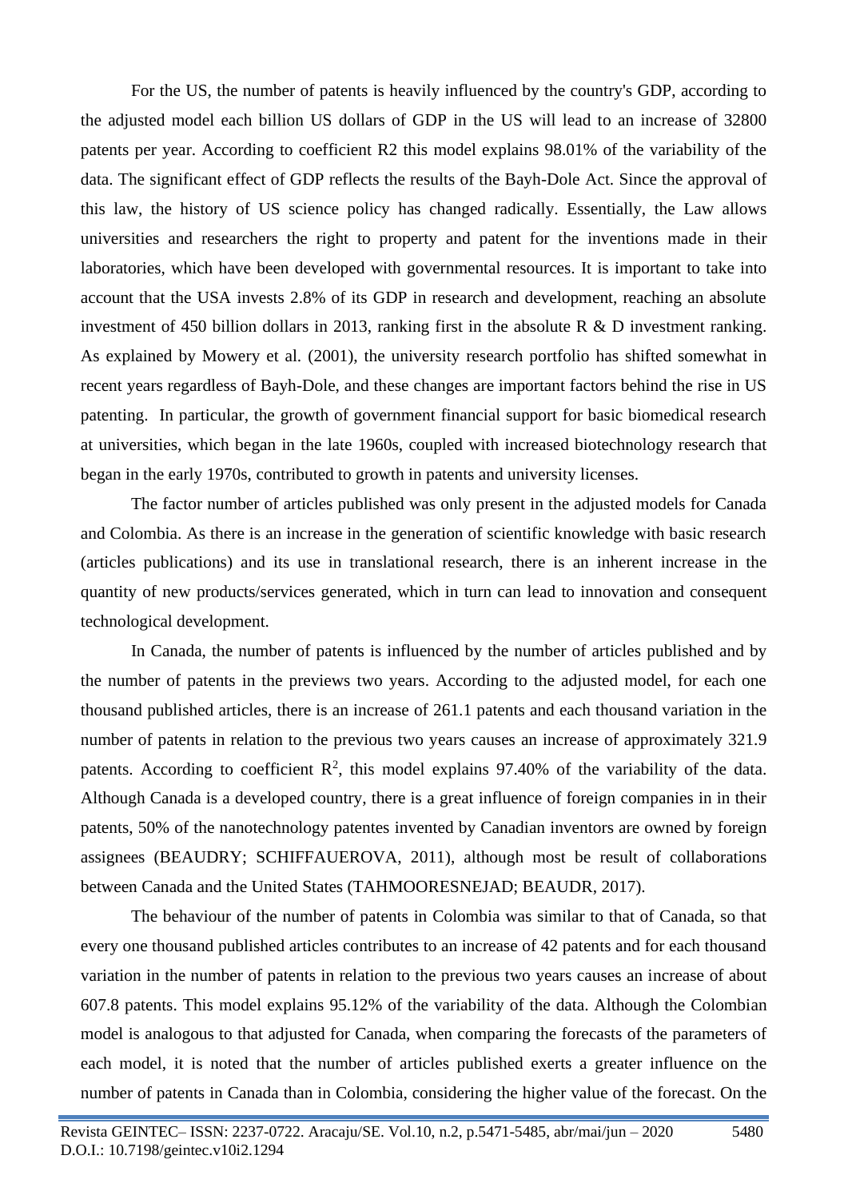For the US, the number of patents is heavily influenced by the country's GDP, according to the adjusted model each billion US dollars of GDP in the US will lead to an increase of 32800 patents per year. According to coefficient R2 this model explains 98.01% of the variability of the data. The significant effect of GDP reflects the results of the Bayh-Dole Act. Since the approval of this law, the history of US science policy has changed radically. Essentially, the Law allows universities and researchers the right to property and patent for the inventions made in their laboratories, which have been developed with governmental resources. It is important to take into account that the USA invests 2.8% of its GDP in research and development, reaching an absolute investment of 450 billion dollars in 2013, ranking first in the absolute R & D investment ranking. As explained by Mowery et al. (2001), the university research portfolio has shifted somewhat in recent years regardless of Bayh-Dole, and these changes are important factors behind the rise in US patenting. In particular, the growth of government financial support for basic biomedical research at universities, which began in the late 1960s, coupled with increased biotechnology research that began in the early 1970s, contributed to growth in patents and university licenses.

The factor number of articles published was only present in the adjusted models for Canada and Colombia. As there is an increase in the generation of scientific knowledge with basic research (articles publications) and its use in translational research, there is an inherent increase in the quantity of new products/services generated, which in turn can lead to innovation and consequent technological development.

In Canada, the number of patents is influenced by the number of articles published and by the number of patents in the previews two years. According to the adjusted model, for each one thousand published articles, there is an increase of 261.1 patents and each thousand variation in the number of patents in relation to the previous two years causes an increase of approximately 321.9 patents. According to coefficient $R^2$, this model explains 97.40% of the variability of the data. Although Canada is a developed country, there is a great influence of foreign companies in in their patents, 50% of the nanotechnology patentes invented by Canadian inventors are owned by foreign assignees (BEAUDRY; SCHIFFAUEROVA, 2011), although most be result of collaborations between Canada and the United States (TAHMOORESNEJAD; BEAUDR, 2017).

The behaviour of the number of patents in Colombia was similar to that of Canada, so that every one thousand published articles contributes to an increase of 42 patents and for each thousand variation in the number of patents in relation to the previous two years causes an increase of about 607.8 patents. This model explains 95.12% of the variability of the data. Although the Colombian model is analogous to that adjusted for Canada, when comparing the forecasts of the parameters of each model, it is noted that the number of articles published exerts a greater influence on the number of patents in Canada than in Colombia, considering the higher value of the forecast. On the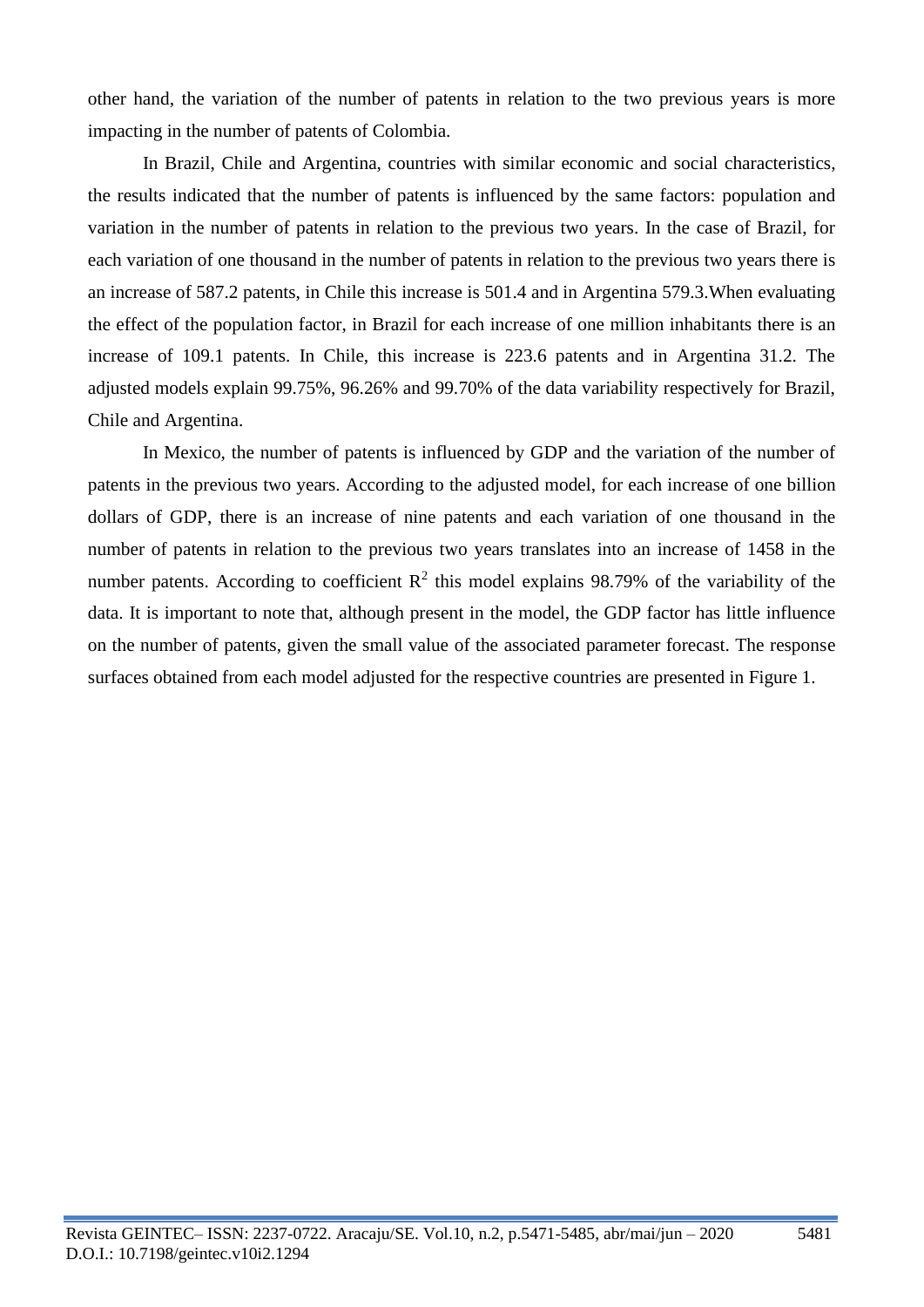other hand, the variation of the number of patents in relation to the two previous years is more impacting in the number of patents of Colombia.

In Brazil, Chile and Argentina, countries with similar economic and social characteristics, the results indicated that the number of patents is influenced by the same factors: population and variation in the number of patents in relation to the previous two years. In the case of Brazil, for each variation of one thousand in the number of patents in relation to the previous two years there is an increase of 587.2 patents, in Chile this increase is 501.4 and in Argentina 579.3.When evaluating the effect of the population factor, in Brazil for each increase of one million inhabitants there is an increase of 109.1 patents. In Chile, this increase is 223.6 patents and in Argentina 31.2. The adjusted models explain 99.75%, 96.26% and 99.70% of the data variability respectively for Brazil, Chile and Argentina.

In Mexico, the number of patents is influenced by GDP and the variation of the number of patents in the previous two years. According to the adjusted model, for each increase of one billion dollars of GDP, there is an increase of nine patents and each variation of one thousand in the number of patents in relation to the previous two years translates into an increase of 1458 in the number patents. According to coefficient $R^2$ this model explains 98.79% of the variability of the data. It is important to note that, although present in the model, the GDP factor has little influence on the number of patents, given the small value of the associated parameter forecast. The response surfaces obtained from each model adjusted for the respective countries are presented in Figure 1.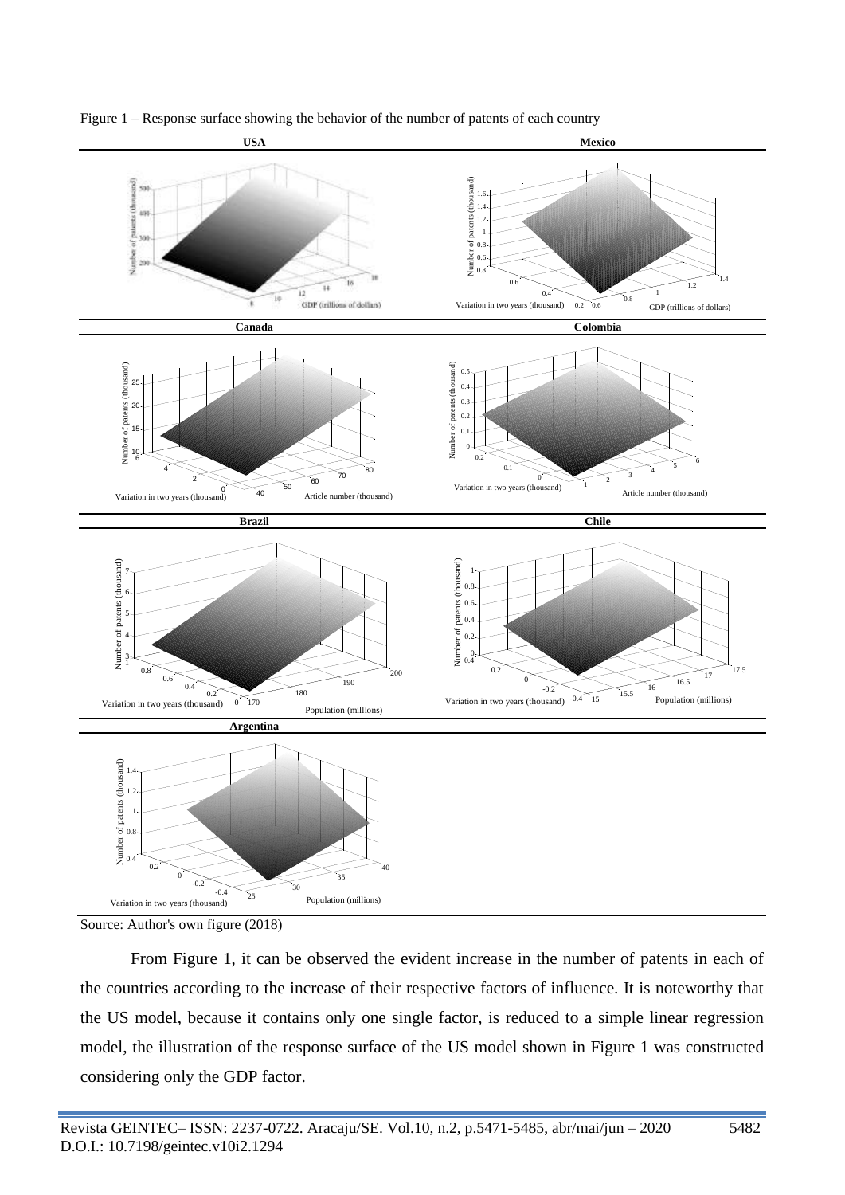Figure 1 – Response surface showing the behavior of the number of patents of each country

Source: Author's own figure (2018)

From Figure 1, it can be observed the evident increase in the number of patents in each of the countries according to the increase of their respective factors of influence. It is noteworthy that the US model, because it contains only one single factor, is reduced to a simple linear regression model, the illustration of the response surface of the US model shown in Figure 1 was constructed considering only the GDP factor.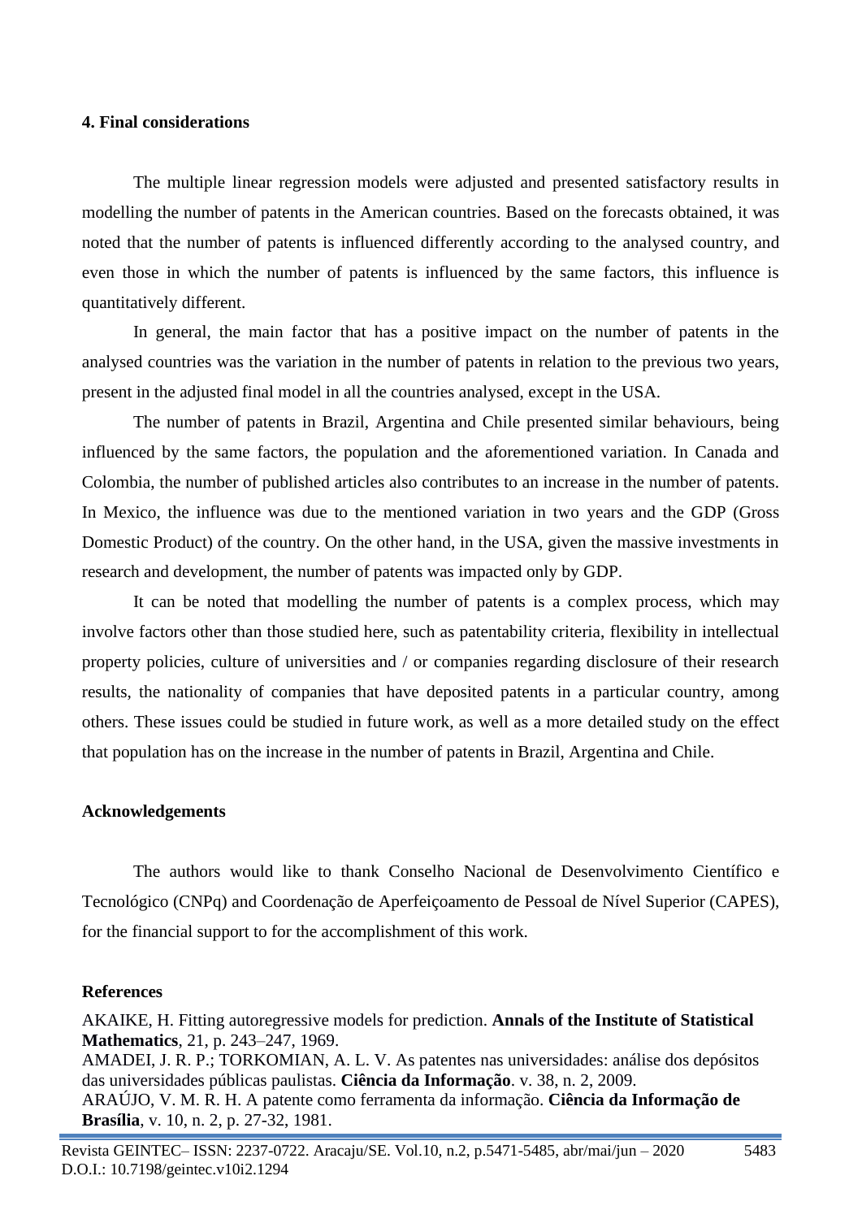## 4. Final considerations

The multiple linear regression models were adjusted and presented satisfactory results in modelling the number of patents in the American countries. Based on the forecasts obtained, it was noted that the number of patents is influenced differently according to the analysed country, and even those in which the number of patents is influenced by the same factors, this influence is quantitatively different.

In general, the main factor that has a positive impact on the number of patents in the analysed countries was the variation in the number of patents in relation to the previous two years, present in the adjusted final model in all the countries analysed, except in the USA.

The number of patents in Brazil, Argentina and Chile presented similar behaviours, being influenced by the same factors, the population and the aforementioned variation. In Canada and Colombia, the number of published articles also contributes to an increase in the number of patents. In Mexico, the influence was due to the mentioned variation in two years and the GDP (Gross Domestic Product) of the country. On the other hand, in the USA, given the massive investments in research and development, the number of patents was impacted only by GDP.

It can be noted that modelling the number of patents is a complex process, which may involve factors other than those studied here, such as patentability criteria, flexibility in intellectual property policies, culture of universities and / or companies regarding disclosure of their research results, the nationality of companies that have deposited patents in a particular country, among others. These issues could be studied in future work, as well as a more detailed study on the effect that population has on the increase in the number of patents in Brazil, Argentina and Chile.

## Acknowledgements

The authors would like to thank Conselho Nacional de Desenvolvimento Científico e Tecnológico (CNPq) and Coordenação de Aperfeiçoamento de Pessoal de Nível Superior (CAPES), for the financial support to for the accomplishment of this work.

## References

AKAIKE, H. Fitting autoregressive models for prediction. **Annals of the Institute of Statistical Mathematics**, 21, p. 243–247, 1969.

AMADEI, J. R. P.; TORKOMIAN, A. L. V. As patentes nas universidades: análise dos depósitos das universidades públicas paulistas. **Ciência da Informação**. v. 38, n. 2, 2009.

ARAÚJO, V. M. R. H. A patente como ferramenta da informação. **Ciência da Informação de Brasília**, v. 10, n. 2, p. 27-32, 1981.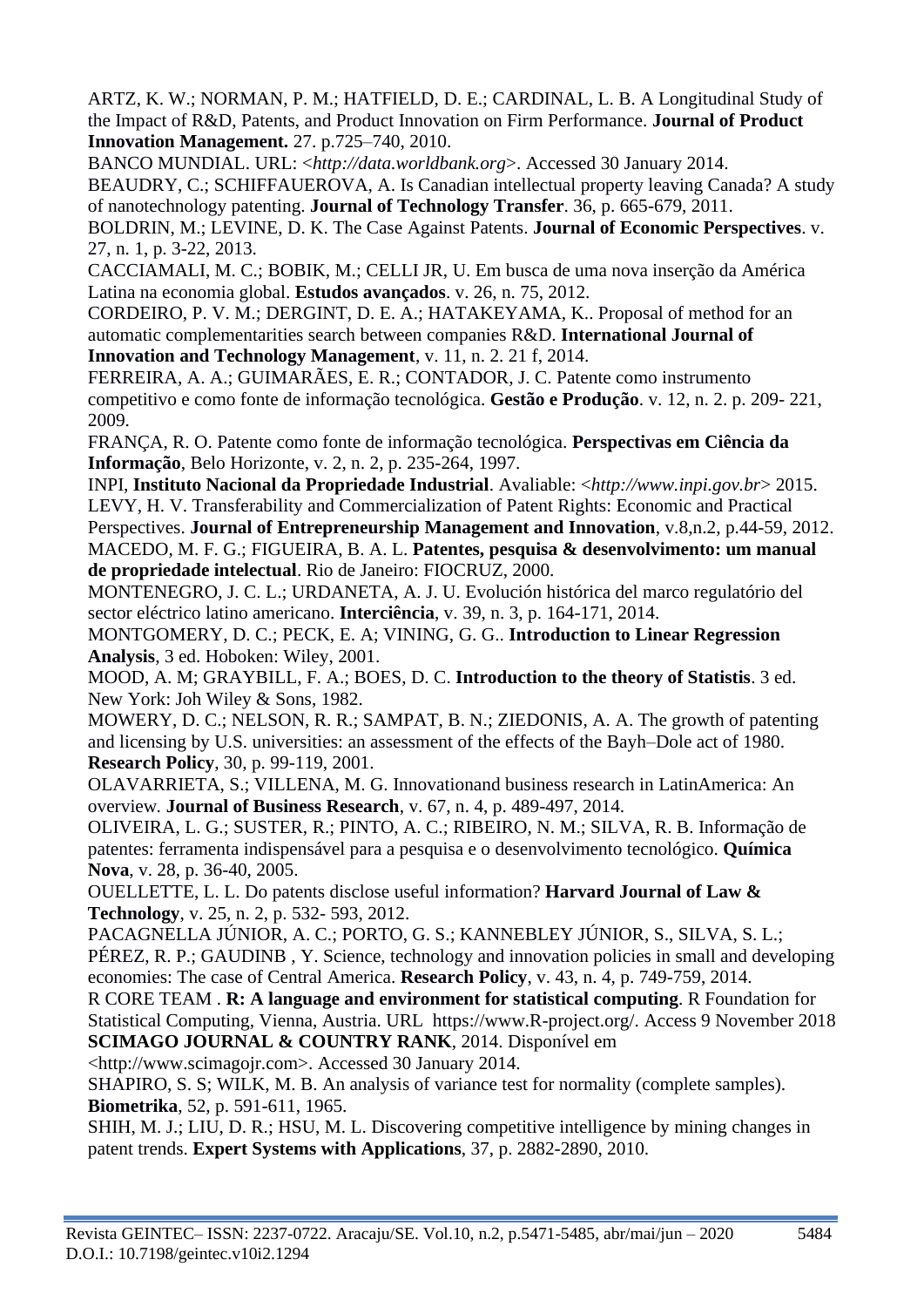ARTZ, K. W.; NORMAN, P. M.; HATFIELD, D. E.; CARDINAL, L. B. A Longitudinal Study of the Impact of R&D, Patents, and Product Innovation on Firm Performance. **Journal of Product Innovation Management.** 27. p.725–740, 2010.

BANCO MUNDIAL. URL: <*http://data.worldbank.org*>. Accessed 30 January 2014.

BEAUDRY, C.; SCHIFFAUEROVA, A. Is Canadian intellectual property leaving Canada? A study of nanotechnology patenting. **Journal of Technology Transfer**. 36, p. 665-679, 2011.

BOLDRIN, M.; LEVINE, D. K. The Case Against Patents. **Journal of Economic Perspectives**. v. 27, n. 1, p. 3-22, 2013.

CACCIAMALI, M. C.; BOBIK, M.; CELLI JR, U. Em busca de uma nova inserção da América Latina na economia global. **Estudos avançados**. v. 26, n. 75, 2012.

CORDEIRO, P. V. M.; DERGINT, D. E. A.; HATAKEYAMA, K.. Proposal of method for an automatic complementarities search between companies R&D. **International Journal of Innovation and Technology Management**, v. 11, n. 2. 21 f, 2014.

FERREIRA, A. A.; GUIMARÃES, E. R.; CONTADOR, J. C. Patente como instrumento competitivo e como fonte de informação tecnológica. **Gestão e Produção**. v. 12, n. 2. p. 209- 221, 2009.

FRANÇA, R. O. Patente como fonte de informação tecnológica. **Perspectivas em Ciência da Informação**, Belo Horizonte, v. 2, n. 2, p. 235-264, 1997.

INPI, **Instituto Nacional da Propriedade Industrial**. Avaliable: <*http://www.inpi.gov.br*> 2015.

LEVY, H. V. Transferability and Commercialization of Patent Rights: Economic and Practical Perspectives. **Journal of Entrepreneurship Management and Innovation**, v.8,n.2, p.44-59, 2012.

MACEDO, M. F. G.; FIGUEIRA, B. A. L. **Patentes, pesquisa & desenvolvimento: um manual de propriedade intelectual**. Rio de Janeiro: FIOCRUZ, 2000.

MONTENEGRO, J. C. L.; URDANETA, A. J. U. Evolución histórica del marco regulatório del sector eléctrico latino americano. **Interciência**, v. 39, n. 3, p. 164-171, 2014.

MONTGOMERY, D. C.; PECK, E. A; VINING, G. G.. **Introduction to Linear Regression Analysis**, 3 ed. Hoboken: Wiley, 2001.

MOOD, A. M; GRAYBILL, F. A.; BOES, D. C. **Introduction to the theory of Statistis**. 3 ed. New York: Joh Wiley & Sons, 1982.

MOWERY, D. C.; NELSON, R. R.; SAMPAT, B. N.; ZIEDONIS, A. A. The growth of patenting and licensing by U.S. universities: an assessment of the effects of the Bayh–Dole act of 1980. **Research Policy**, 30, p. 99-119, 2001.

OLAVARRIETA, S.; VILLENA, M. G. Innovationand business research in LatinAmerica: An overview. **Journal of Business Research**, v. 67, n. 4, p. 489-497, 2014.

OLIVEIRA, L. G.; SUSTER, R.; PINTO, A. C.; RIBEIRO, N. M.; SILVA, R. B. Informação de patentes: ferramenta indispensável para a pesquisa e o desenvolvimento tecnológico. **Química Nova**, v. 28, p. 36-40, 2005.

OUELLETTE, L. L. Do patents disclose useful information? **Harvard Journal of Law & Technology**, v. 25, n. 2, p. 532- 593, 2012.

PACAGNELLA JÚNIOR, A. C.; PORTO, G. S.; KANNEBLEY JÚNIOR, S., SILVA, S. L.; PÉREZ, R. P.; GAUDINB , Y. Science, technology and innovation policies in small and developing economies: The case of Central America. **Research Policy**, v. 43, n. 4, p. 749-759, 2014.

R CORE TEAM . **R: A language and environment for statistical computing**. R Foundation for Statistical Computing, Vienna, Austria. URL https://www.R-project.org/. Access 9 November 2018

**SCIMAGO JOURNAL & COUNTRY RANK**, 2014. Disponível em <http://www.scimagojr.com>. Accessed 30 January 2014.

SHAPIRO, S. S; WILK, M. B. An analysis of variance test for normality (complete samples). **Biometrika**, 52, p. 591-611, 1965.

SHIH, M. J.; LIU, D. R.; HSU, M. L. Discovering competitive intelligence by mining changes in patent trends. **Expert Systems with Applications**, 37, p. 2882-2890, 2010.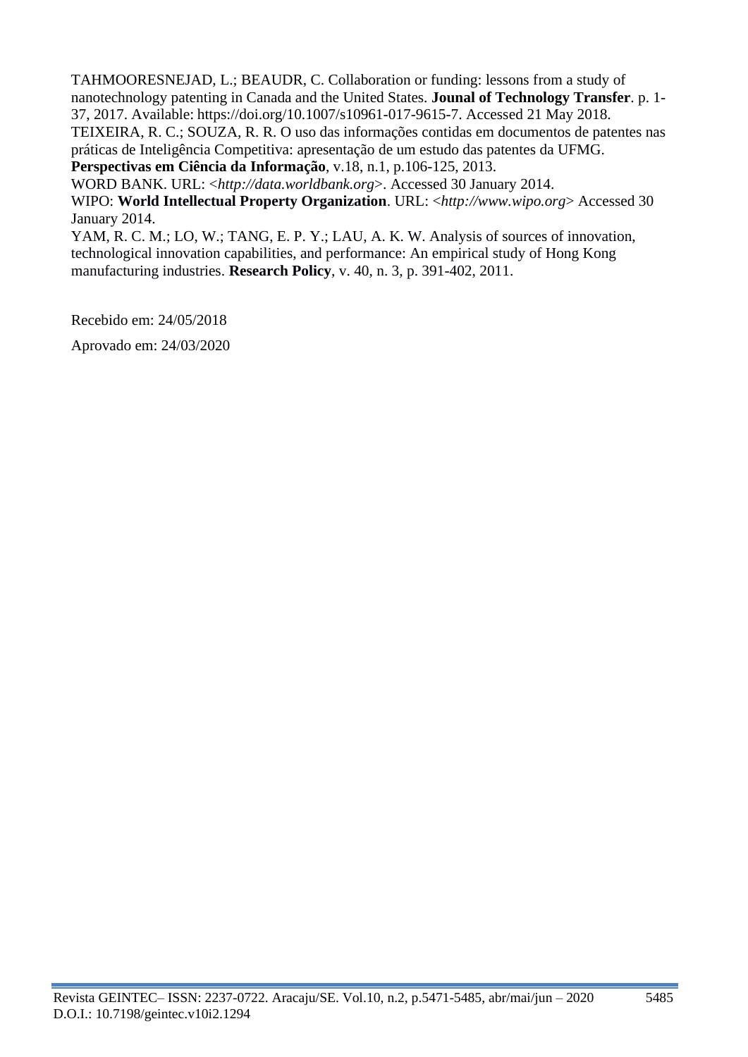TAHMOORESNEJAD, L.; BEAUDR, C. Collaboration or funding: lessons from a study of nanotechnology patenting in Canada and the United States. **Jounal of Technology Transfer**. p. 1-37, 2017. Available: https://doi.org/10.1007/s10961-017-9615-7. Accessed 21 May 2018.

TEIXEIRA, R. C.; SOUZA, R. R. O uso das informações contidas em documentos de patentes nas práticas de Inteligência Competitiva: apresentação de um estudo das patentes da UFMG. **Perspectivas em Ciência da Informação**, v.18, n.1, p.106-125, 2013.

WORD BANK. URL: <*http://data.worldbank.org*>. Accessed 30 January 2014.

WIPO: **World Intellectual Property Organization**. URL: <*http://www.wipo.org*> Accessed 30 January 2014.

YAM, R. C. M.; LO, W.; TANG, E. P. Y.; LAU, A. K. W. Analysis of sources of innovation, technological innovation capabilities, and performance: An empirical study of Hong Kong manufacturing industries. **Research Policy**, v. 40, n. 3, p. 391-402, 2011.

Recebido em: 24/05/2018

Aprovado em: 24/03/2020